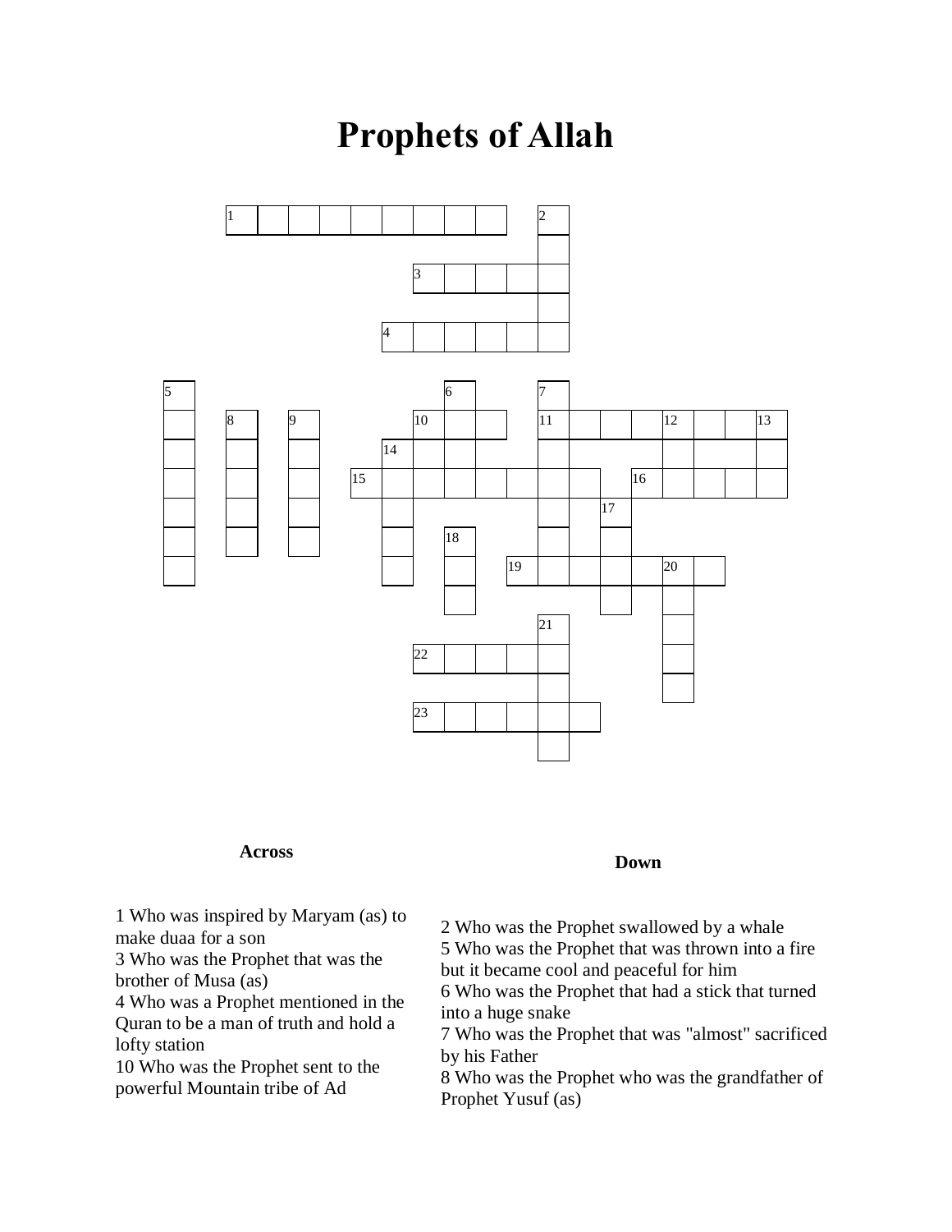# Prophets of Allah

**Across**

1 Who was inspired by Maryam (as) to make duaa for a son

3 Who was the Prophet that was the brother of Musa (as)

4 Who was a Prophet mentioned in the Quran to be a man of truth and hold a lofty station

10 Who was the Prophet sent to the powerful Mountain tribe of Ad

**Down**

2 Who was the Prophet swallowed by a whale

5 Who was the Prophet that was thrown into a fire but it became cool and peaceful for him

6 Who was the Prophet that had a stick that turned into a huge snake

7 Who was the Prophet that was "almost" sacrificed by his Father

8 Who was the Prophet who was the grandfather of Prophet Yusuf (as)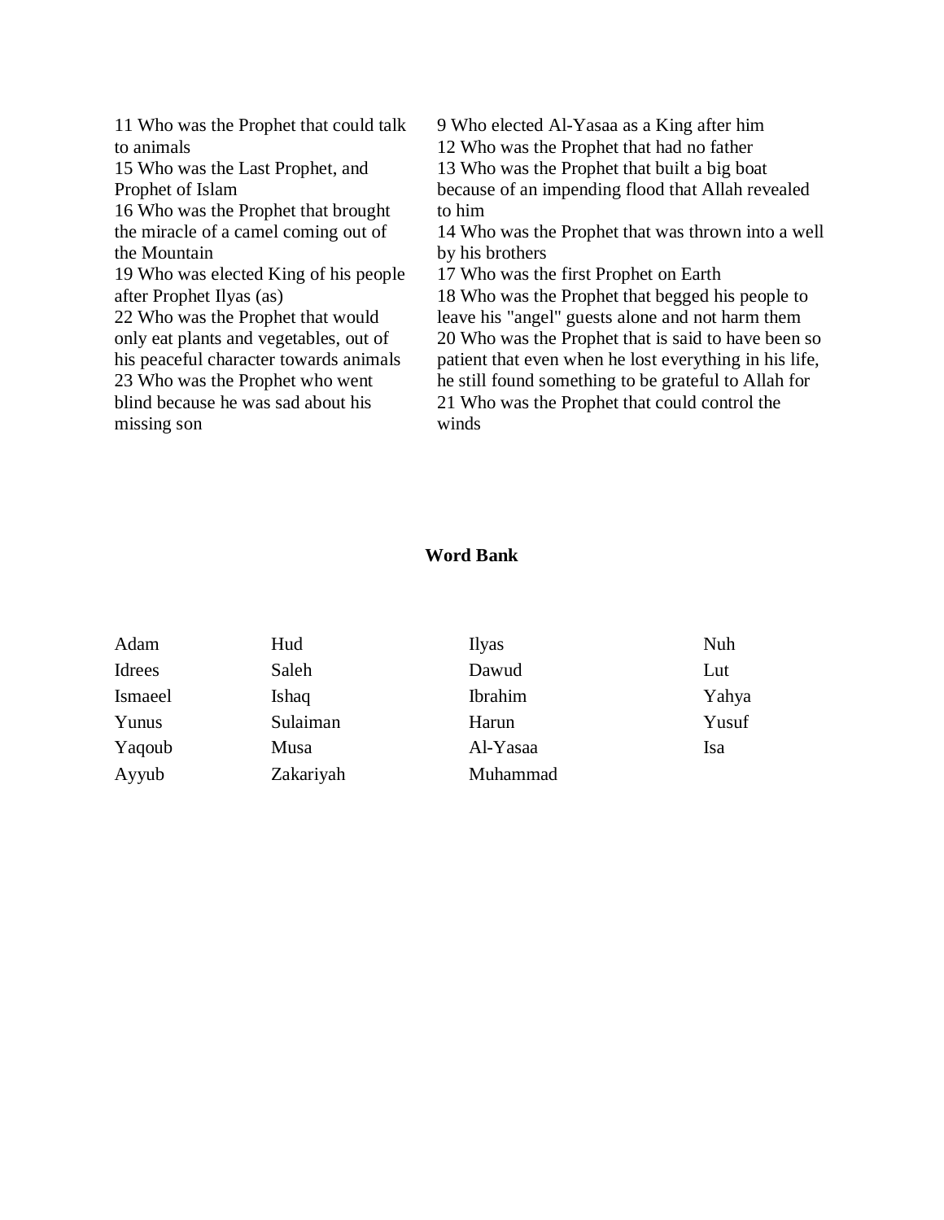11 Who was the Prophet that could talk to animals

15 Who was the Last Prophet, and Prophet of Islam

16 Who was the Prophet that brought the miracle of a camel coming out of the Mountain

19 Who was elected King of his people after Prophet Ilyas (as)

22 Who was the Prophet that would only eat plants and vegetables, out of his peaceful character towards animals

23 Who was the Prophet who went blind because he was sad about his missing son

9 Who elected Al-Yasaa as a King after him

12 Who was the Prophet that had no father

13 Who was the Prophet that built a big boat because of an impending flood that Allah revealed to him

14 Who was the Prophet that was thrown into a well by his brothers

17 Who was the first Prophet on Earth

18 Who was the Prophet that begged his people to leave his "angel" guests alone and not harm them

20 Who was the Prophet that is said to have been so patient that even when he lost everything in his life, he still found something to be grateful to Allah for

21 Who was the Prophet that could control the winds

**Word Bank**

| | | | |
|---|---|---|---|
| Adam | Hud | Ilyas | Nuh |
| Idrees | Saleh | Dawud | Lut |
| Ismaeel | Ishaq | Ibrahim | Yahya |
| Yunus | Sulaiman | Harun | Yusuf |
| Yaqoub | Musa | Al-Yasaa | Isa |
| Ayyub | Zakariyah | Muhammad | |